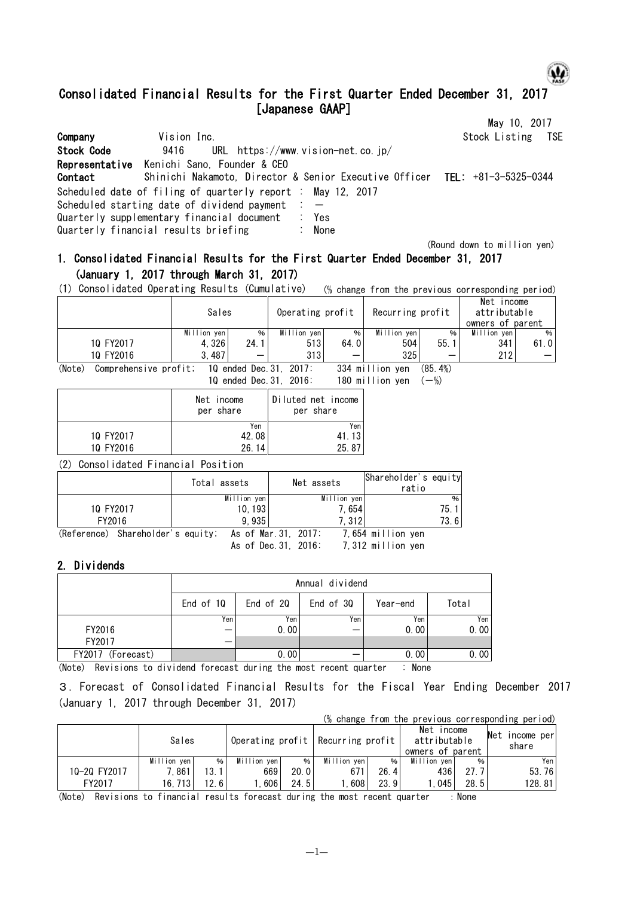# Consolidated Financial Results for the First Quarter Ended December 31, 2017 [Japanese GAAP]

May 10, 2017

**Company** Vision Inc. Stock Listing TSE
**Stock Code** 9416 URL https://www.vision-net.co.jp/
**Representative** Kenichi Sano, Founder & CEO
**Contact** Shinichi Nakamoto, Director & Senior Executive Officer **TEL:** +81-3-5325-0344

Scheduled date of filing of quarterly report : May 12, 2017
Scheduled starting date of dividend payment : ―
Quarterly supplementary financial document : Yes
Quarterly financial results briefing : None

(Round down to million yen)

## 1. Consolidated Financial Results for the First Quarter Ended December 31, 2017 (January 1, 2017 through March 31, 2017)

(1) Consolidated Operating Results (Cumulative) (% change from the previous corresponding period)

| | Sales | | Operating profit | | Recurring profit | | Net income attributable owners of parent | |
|---|---|---|---|---|---|---|---|---|
| | Million yen | % | Million yen | % | Million yen | % | Million yen | % |
| 1Q FY2017 | 4,326 | 24.1 | 513 | 64.0 | 504 | 55.1 | 341 | 61.0 |
| 1Q FY2016 | 3,487 | ― | 313 | ― | 325 | ― | 212 | ― |

(Note) Comprehensive profit; 1Q ended Dec.31, 2017: 334 million yen (85.4%)
1Q ended Dec.31, 2016: 180 million yen (―%)

| | Net income per share | Diluted net income per share |
|---|---|---|
| | Yen | Yen |
| 1Q FY2017 | 42.08 | 41.13 |
| 1Q FY2016 | 26.14 | 25.87 |

(2) Consolidated Financial Position

| | Total assets | Net assets | Shareholder's equity ratio |
|---|---|---|---|
| | Million yen | Million yen | % |
| 1Q FY2017 | 10,193 | 7,654 | 75.1 |
| FY2016 | 9,935 | 7,312 | 73.6 |

(Reference) Shareholder's equity; As of Mar.31, 2017: 7,654 million yen
As of Dec.31, 2016: 7,312 million yen

## 2. Dividends

| | Annual dividend | | | | |
|---|---|---|---|---|---|
| | End of 1Q | End of 2Q | End of 3Q | Year-end | Total |
| | Yen | Yen | Yen | Yen | Yen |
| FY2016 | ― | 0.00 | ― | 0.00 | 0.00 |
| FY2017 | ― | | | | |
| FY2017 (Forecast) | | 0.00 | ― | 0.00 | 0.00 |

(Note) Revisions to dividend forecast during the most recent quarter : None

## 3. Forecast of Consolidated Financial Results for the Fiscal Year Ending December 2017 (January 1, 2017 through December 31, 2017)

(% change from the previous corresponding period)

| | Sales | | Operating profit | | Recurring profit | | Net income attributable owners of parent | | Net income per share |
|---|---|---|---|---|---|---|---|---|---|
| | Million yen | % | Million yen | % | Million yen | % | Million yen | % | Yen |
| 1Q-2Q FY2017 | 7,861 | 13.1 | 669 | 20.0 | 671 | 26.4 | 436 | 27.7 | 53.76 |
| FY2017 | 16,713 | 12.6 | 1,606 | 24.5 | 1,608 | 23.9 | 1,045 | 28.5 | 128.81 |

(Note) Revisions to financial results forecast during the most recent quarter : None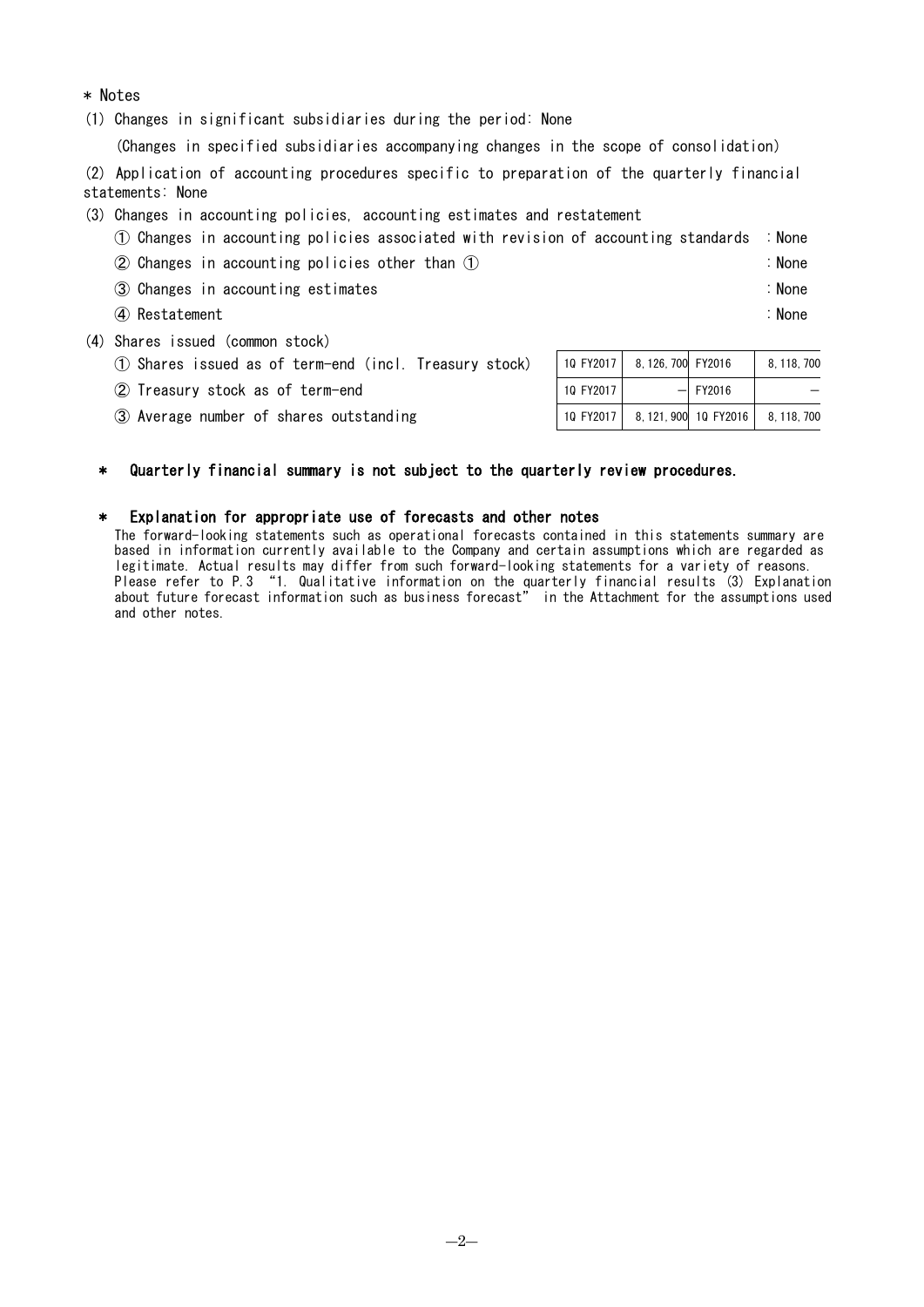\* Notes

(1) Changes in significant subsidiaries during the period: None

(Changes in specified subsidiaries accompanying changes in the scope of consolidation)

(2) Application of accounting procedures specific to preparation of the quarterly financial statements: None

(3) Changes in accounting policies, accounting estimates and restatement

① Changes in accounting policies associated with revision of accounting standards : None

② Changes in accounting policies other than ① : None

③ Changes in accounting estimates : None

④ Restatement : None

(4) Shares issued (common stock)

| | | | | |
|---|---|---|---|---|
| ① Shares issued as of term-end (incl. Treasury stock) | 1Q FY2017 | 8,126,700 | FY2016 | 8,118,700 |
| ② Treasury stock as of term-end | 1Q FY2017 | – | FY2016 | – |
| ③ Average number of shares outstanding | 1Q FY2017 | 8,121,900 | 1Q FY2016 | 8,118,700 |

\* **Quarterly financial summary is not subject to the quarterly review procedures.**

\* **Explanation for appropriate use of forecasts and other notes**

The forward-looking statements such as operational forecasts contained in this statements summary are based in information currently available to the Company and certain assumptions which are regarded as legitimate. Actual results may differ from such forward-looking statements for a variety of reasons. Please refer to P.3 "1. Qualitative information on the quarterly financial results (3) Explanation about future forecast information such as business forecast" in the Attachment for the assumptions used and other notes.